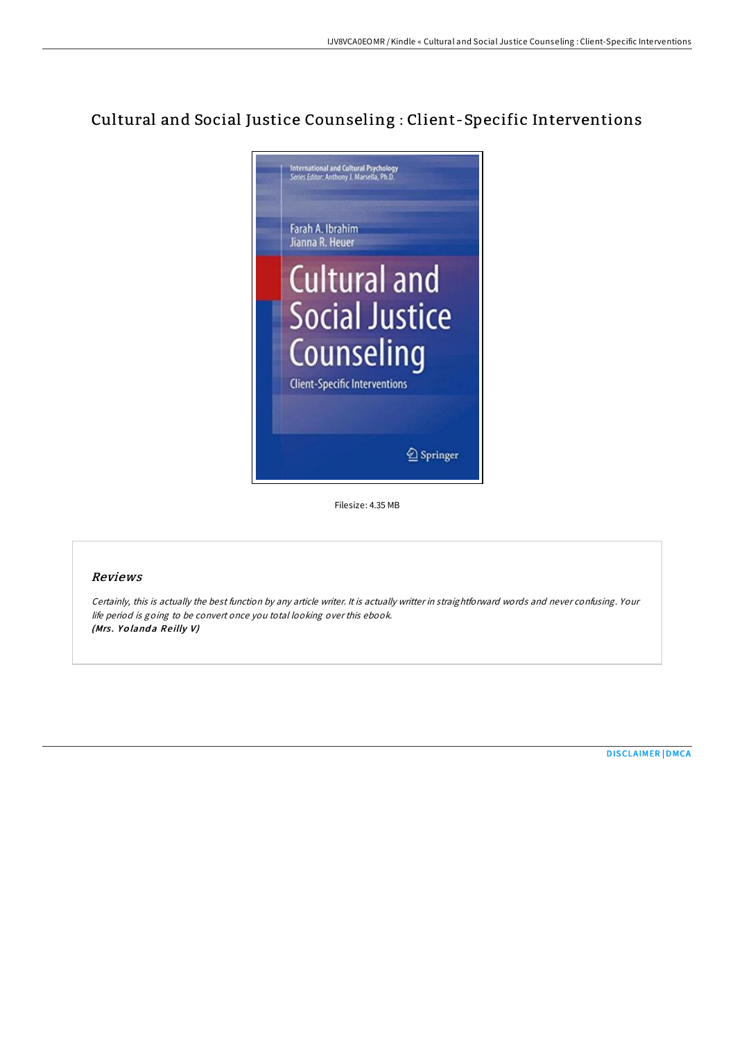# Cultural and Social Justice Counseling : Client-Specific Interventions

Filesize: 4.35 MB

## *Reviews*

*Certainly, this is actually the best function by any article writer. It is actually writter in straightforward words and never confusing. Your life period is going to be convert once you total looking over this ebook.*
***(Mrs. Yolanda Reilly V)***

DISCLAIMER | DMCA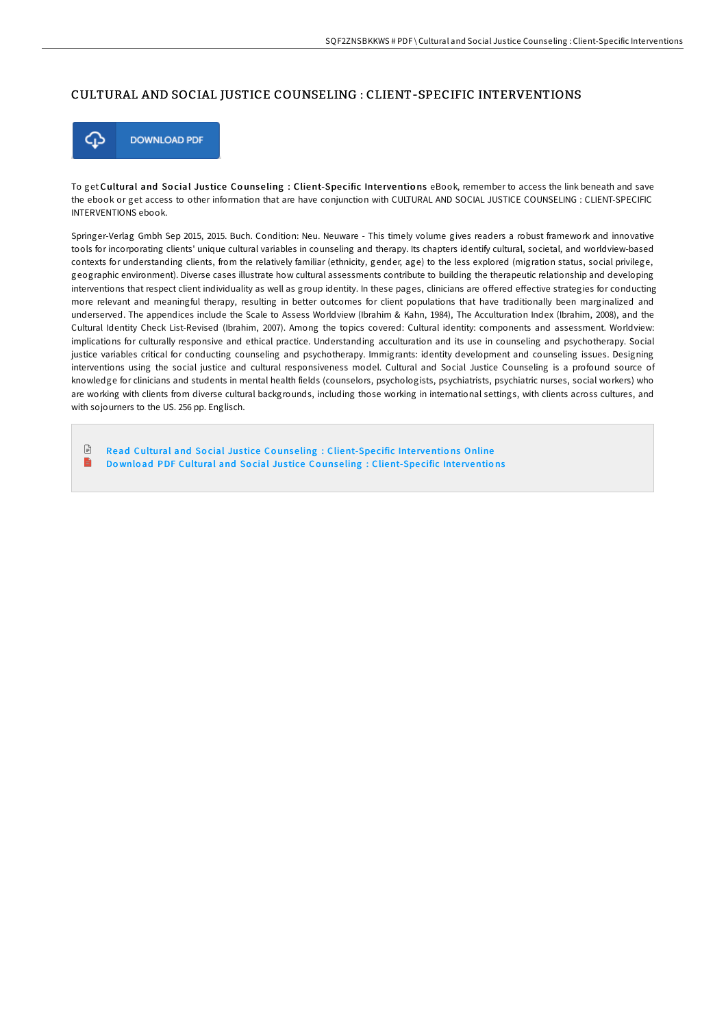# CULTURAL AND SOCIAL JUSTICE COUNSELING : CLIENT-SPECIFIC INTERVENTIONS

DOWNLOAD PDF

To get **Cultural and Social Justice Counseling : Client-Specific Interventions** eBook, remember to access the link beneath and save the ebook or get access to other information that are have conjunction with CULTURAL AND SOCIAL JUSTICE COUNSELING : CLIENT-SPECIFIC INTERVENTIONS ebook.

Springer-Verlag Gmbh Sep 2015, 2015. Buch. Condition: Neu. Neuware - This timely volume gives readers a robust framework and innovative tools for incorporating clients' unique cultural variables in counseling and therapy. Its chapters identify cultural, societal, and worldview-based contexts for understanding clients, from the relatively familiar (ethnicity, gender, age) to the less explored (migration status, social privilege, geographic environment). Diverse cases illustrate how cultural assessments contribute to building the therapeutic relationship and developing interventions that respect client individuality as well as group identity. In these pages, clinicians are offered effective strategies for conducting more relevant and meaningful therapy, resulting in better outcomes for client populations that have traditionally been marginalized and underserved. The appendices include the Scale to Assess Worldview (Ibrahim & Kahn, 1984), The Acculturation Index (Ibrahim, 2008), and the Cultural Identity Check List-Revised (Ibrahim, 2007). Among the topics covered: Cultural identity: components and assessment. Worldview: implications for culturally responsive and ethical practice. Understanding acculturation and its use in counseling and psychotherapy. Social justice variables critical for conducting counseling and psychotherapy. Immigrants: identity development and counseling issues. Designing interventions using the social justice and cultural responsiveness model. Cultural and Social Justice Counseling is a profound source of knowledge for clinicians and students in mental health fields (counselors, psychologists, psychiatrists, psychiatric nurses, social workers) who are working with clients from diverse cultural backgrounds, including those working in international settings, with clients across cultures, and with sojourners to the US. 256 pp. Englisch.

- Read Cultural and Social Justice Counseling : Client-Specific Interventions Online
- Download PDF Cultural and Social Justice Counseling : Client-Specific Interventions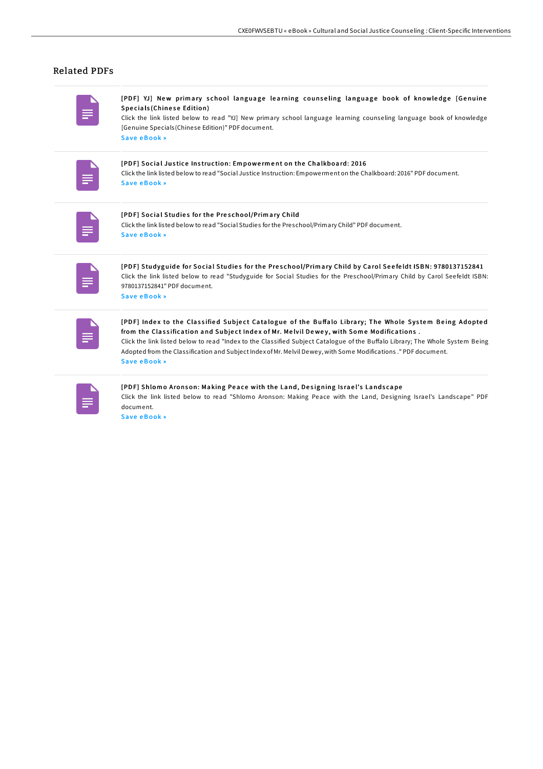## Related PDFs

[PDF] YJ] New primary school language learning counseling language book of knowledge [Genuine Specials(Chinese Edition)

Click the link listed below to read "YJ] New primary school language learning counseling language book of knowledge [Genuine Specials(Chinese Edition)" PDF document.

Save eBook »

[PDF] Social Justice Instruction: Empowerment on the Chalkboard: 2016

Click the link listed below to read "Social Justice Instruction: Empowerment on the Chalkboard: 2016" PDF document.

Save eBook »

[PDF] Social Studies for the Preschool/Primary Child

Click the link listed below to read "Social Studies for the Preschool/Primary Child" PDF document.

Save eBook »

[PDF] Studyguide for Social Studies for the Preschool/Primary Child by Carol Seefeldt ISBN: 9780137152841

Click the link listed below to read "Studyguide for Social Studies for the Preschool/Primary Child by Carol Seefeldt ISBN: 9780137152841" PDF document.

Save eBook »

[PDF] Index to the Classified Subject Catalogue of the Buffalo Library; The Whole System Being Adopted from the Classification and Subject Index of Mr. Melvil Dewey, with Some Modifications .

Click the link listed below to read "Index to the Classified Subject Catalogue of the Buffalo Library; The Whole System Being Adopted from the Classification and Subject Index of Mr. Melvil Dewey, with Some Modifications ." PDF document.

Save eBook »

[PDF] Shlomo Aronson: Making Peace with the Land, Designing Israel's Landscape

Click the link listed below to read "Shlomo Aronson: Making Peace with the Land, Designing Israel's Landscape" PDF document.

Save eBook »